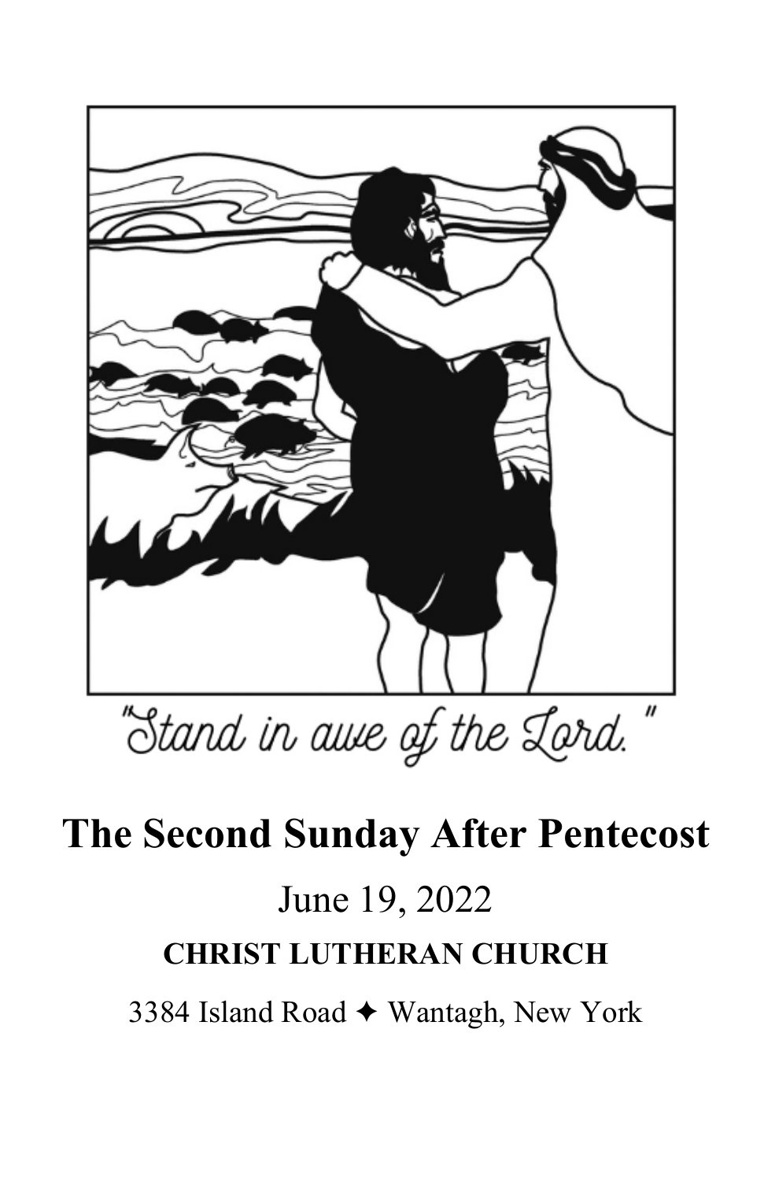"Stand in awe of the Lord."

# The Second Sunday After Pentecost

June 19, 2022

**CHRIST LUTHERAN CHURCH**

3384 Island Road ✦ Wantagh, New York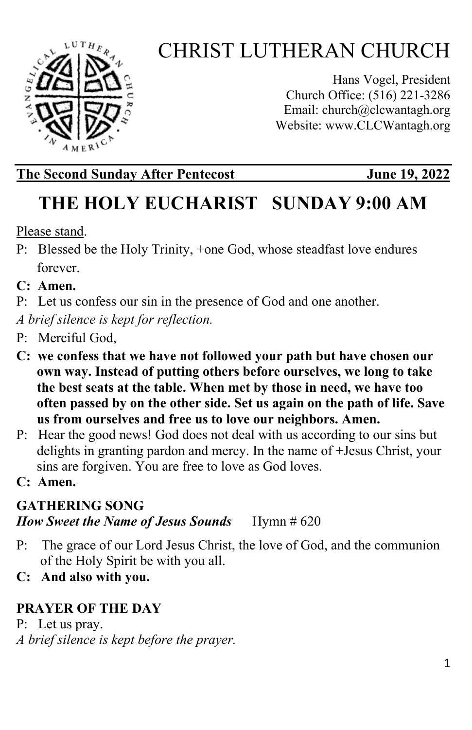# CHRIST LUTHERAN CHURCH

Hans Vogel, President
Church Office: (516) 221-3286
Email: church@clcwantagh.org
Website: www.CLCWantagh.org

**The Second Sunday After Pentecost** **June 19, 2022**

## THE HOLY EUCHARIST SUNDAY 9:00 AM

Please stand.

P: Blessed be the Holy Trinity, +one God, whose steadfast love endures forever.

**C: Amen.**

P: Let us confess our sin in the presence of God and one another.

*A brief silence is kept for reflection.*

P: Merciful God,

**C: we confess that we have not followed your path but have chosen our own way. Instead of putting others before ourselves, we long to take the best seats at the table. When met by those in need, we have too often passed by on the other side. Set us again on the path of life. Save us from ourselves and free us to love our neighbors. Amen.**

P: Hear the good news! God does not deal with us according to our sins but delights in granting pardon and mercy. In the name of +Jesus Christ, your sins are forgiven. You are free to love as God loves.

**C: Amen.**

**GATHERING SONG**
***How Sweet the Name of Jesus Sounds*** Hymn # 620

P: The grace of our Lord Jesus Christ, the love of God, and the communion of the Holy Spirit be with you all.

**C: And also with you.**

**PRAYER OF THE DAY**

P: Let us pray.

*A brief silence is kept before the prayer.*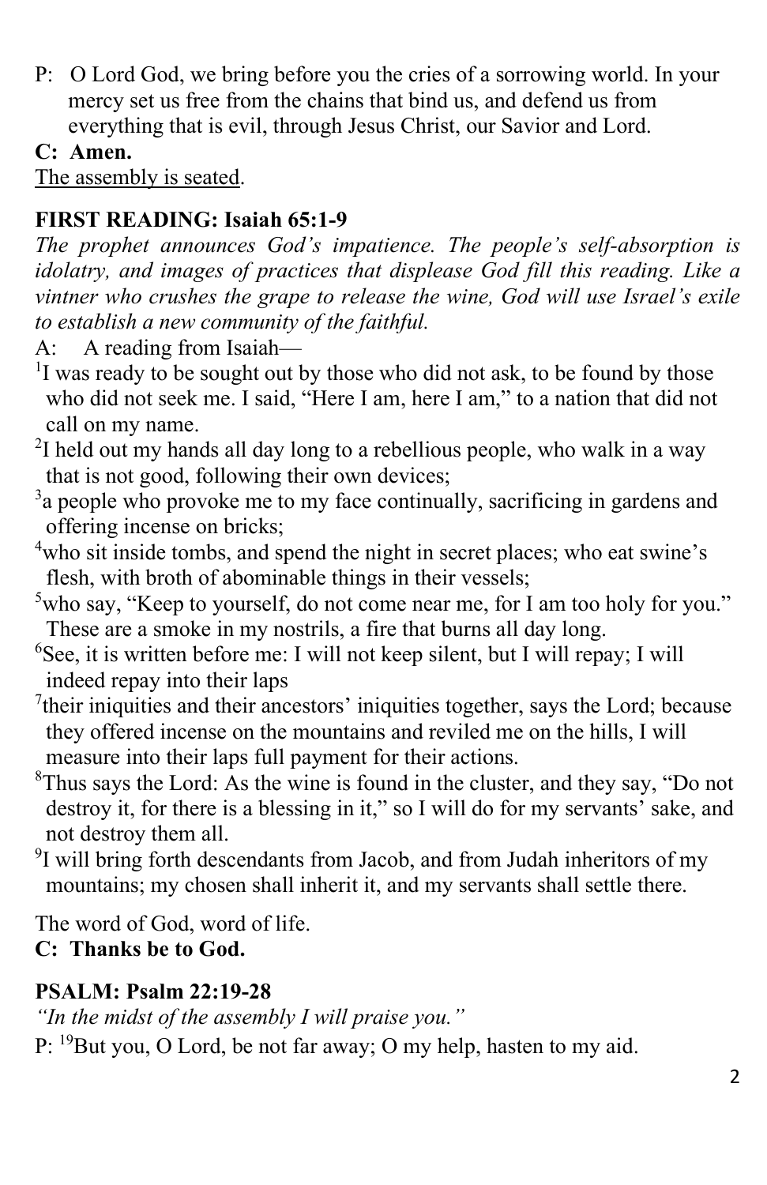P: O Lord God, we bring before you the cries of a sorrowing world. In your mercy set us free from the chains that bind us, and defend us from everything that is evil, through Jesus Christ, our Savior and Lord.

**C: Amen.**

The assembly is seated.

**FIRST READING: Isaiah 65:1-9**

*The prophet announces God's impatience. The people's self-absorption is idolatry, and images of practices that displease God fill this reading. Like a vintner who crushes the grape to release the wine, God will use Israel's exile to establish a new community of the faithful.*

A: A reading from Isaiah—

[1]I was ready to be sought out by those who did not ask, to be found by those who did not seek me. I said, "Here I am, here I am," to a nation that did not call on my name.

[2]I held out my hands all day long to a rebellious people, who walk in a way that is not good, following their own devices;

[3]a people who provoke me to my face continually, sacrificing in gardens and offering incense on bricks;

[4]who sit inside tombs, and spend the night in secret places; who eat swine's flesh, with broth of abominable things in their vessels;

[5]who say, "Keep to yourself, do not come near me, for I am too holy for you." These are a smoke in my nostrils, a fire that burns all day long.

[6]See, it is written before me: I will not keep silent, but I will repay; I will indeed repay into their laps

[7]their iniquities and their ancestors' iniquities together, says the Lord; because they offered incense on the mountains and reviled me on the hills, I will measure into their laps full payment for their actions.

[8]Thus says the Lord: As the wine is found in the cluster, and they say, "Do not destroy it, for there is a blessing in it," so I will do for my servants' sake, and not destroy them all.

[9]I will bring forth descendants from Jacob, and from Judah inheritors of my mountains; my chosen shall inherit it, and my servants shall settle there.

The word of God, word of life.

**C: Thanks be to God.**

**PSALM: Psalm 22:19-28**

*"In the midst of the assembly I will praise you."*

P: [19]But you, O Lord, be not far away; O my help, hasten to my aid.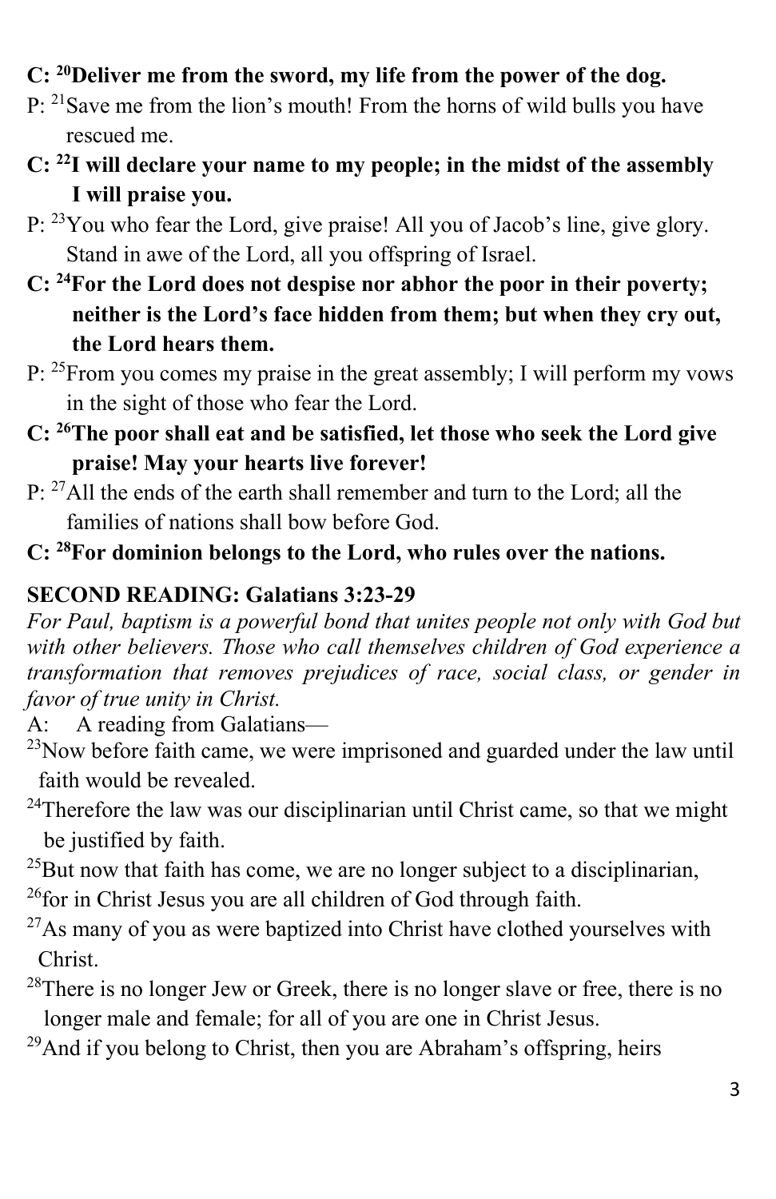**C: [20]Deliver me from the sword, my life from the power of the dog.**

P: [21]Save me from the lion's mouth! From the horns of wild bulls you have rescued me.

**C: [22]I will declare your name to my people; in the midst of the assembly I will praise you.**

P: [23]You who fear the Lord, give praise! All you of Jacob's line, give glory. Stand in awe of the Lord, all you offspring of Israel.

**C: [24]For the Lord does not despise nor abhor the poor in their poverty; neither is the Lord's face hidden from them; but when they cry out, the Lord hears them.**

P: [25]From you comes my praise in the great assembly; I will perform my vows in the sight of those who fear the Lord.

**C: [26]The poor shall eat and be satisfied, let those who seek the Lord give praise! May your hearts live forever!**

P: [27]All the ends of the earth shall remember and turn to the Lord; all the families of nations shall bow before God.

**C: [28]For dominion belongs to the Lord, who rules over the nations.**

**SECOND READING: Galatians 3:23-29**

*For Paul, baptism is a powerful bond that unites people not only with God but with other believers. Those who call themselves children of God experience a transformation that removes prejudices of race, social class, or gender in favor of true unity in Christ.*

A: A reading from Galatians—

[23]Now before faith came, we were imprisoned and guarded under the law until faith would be revealed.

[24]Therefore the law was our disciplinarian until Christ came, so that we might be justified by faith.

[25]But now that faith has come, we are no longer subject to a disciplinarian,

[26]for in Christ Jesus you are all children of God through faith.

[27]As many of you as were baptized into Christ have clothed yourselves with Christ.

[28]There is no longer Jew or Greek, there is no longer slave or free, there is no longer male and female; for all of you are one in Christ Jesus.

[29]And if you belong to Christ, then you are Abraham's offspring, heirs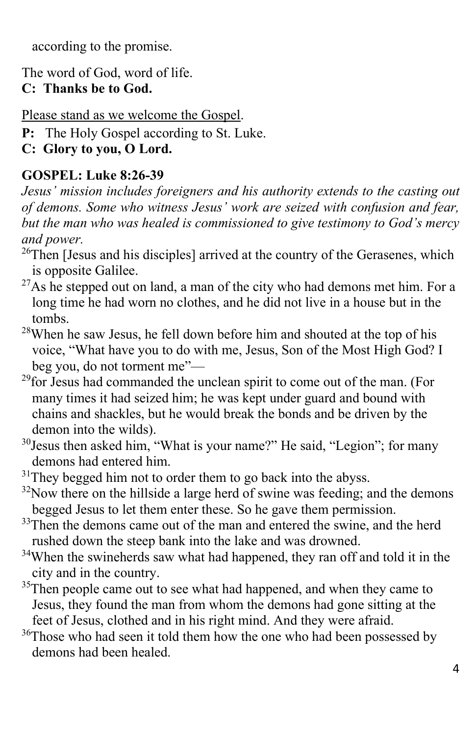according to the promise.

The word of God, word of life.
**C: Thanks be to God.**

Please stand as we welcome the Gospel.

**P:** The Holy Gospel according to St. Luke.
**C: Glory to you, O Lord.**

**GOSPEL: Luke 8:26-39**

*Jesus' mission includes foreigners and his authority extends to the casting out of demons. Some who witness Jesus' work are seized with confusion and fear, but the man who was healed is commissioned to give testimony to God's mercy and power.*

[26]Then [Jesus and his disciples] arrived at the country of the Gerasenes, which is opposite Galilee.

[27]As he stepped out on land, a man of the city who had demons met him. For a long time he had worn no clothes, and he did not live in a house but in the tombs.

[28]When he saw Jesus, he fell down before him and shouted at the top of his voice, "What have you to do with me, Jesus, Son of the Most High God? I beg you, do not torment me"—

[29]for Jesus had commanded the unclean spirit to come out of the man. (For many times it had seized him; he was kept under guard and bound with chains and shackles, but he would break the bonds and be driven by the demon into the wilds).

[30]Jesus then asked him, "What is your name?" He said, "Legion"; for many demons had entered him.

[31]They begged him not to order them to go back into the abyss.

[32]Now there on the hillside a large herd of swine was feeding; and the demons begged Jesus to let them enter these. So he gave them permission.

[33]Then the demons came out of the man and entered the swine, and the herd rushed down the steep bank into the lake and was drowned.

[34]When the swineherds saw what had happened, they ran off and told it in the city and in the country.

[35]Then people came out to see what had happened, and when they came to Jesus, they found the man from whom the demons had gone sitting at the feet of Jesus, clothed and in his right mind. And they were afraid.

[36]Those who had seen it told them how the one who had been possessed by demons had been healed.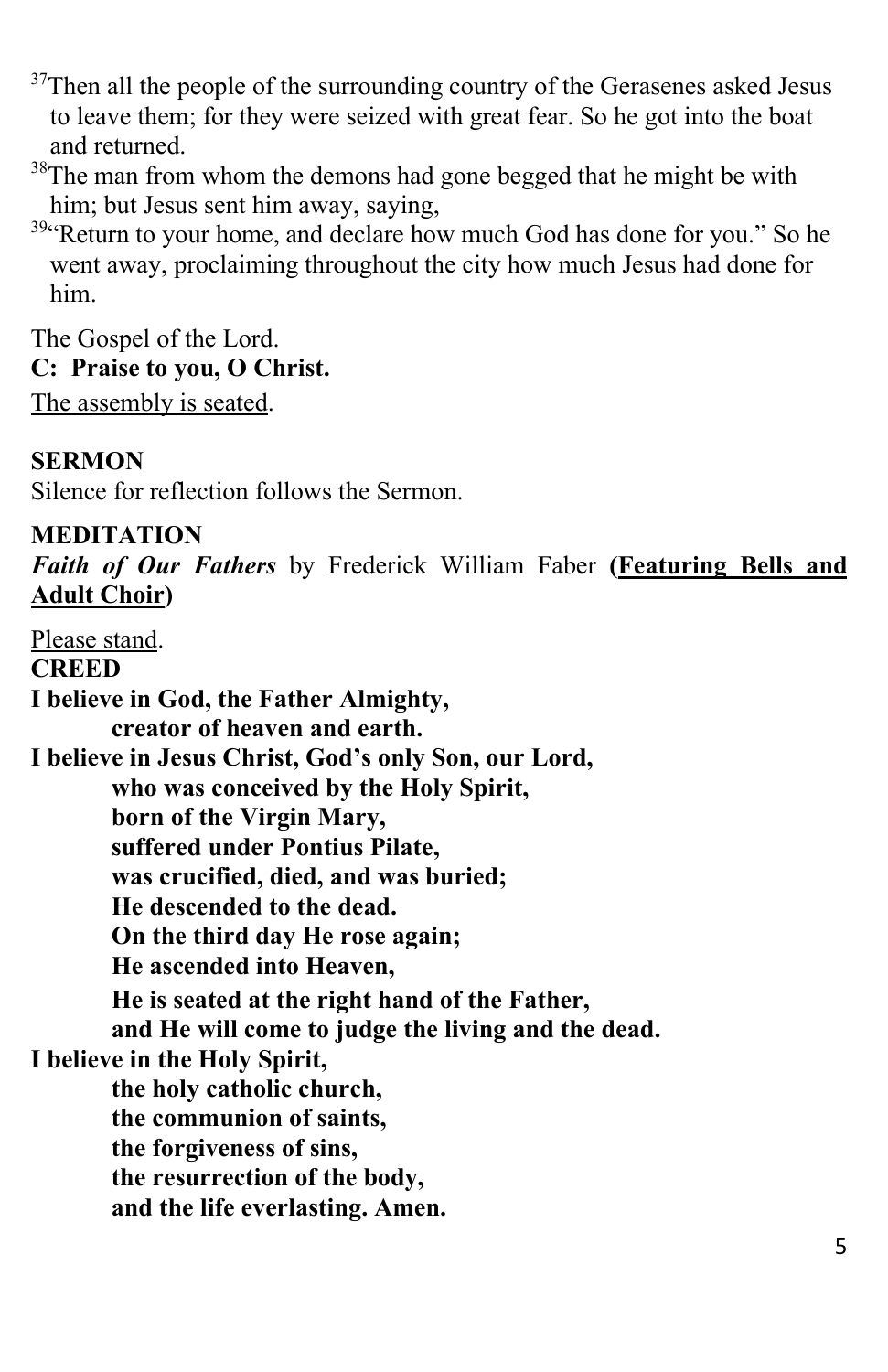[37]Then all the people of the surrounding country of the Gerasenes asked Jesus to leave them; for they were seized with great fear. So he got into the boat and returned.

[38]The man from whom the demons had gone begged that he might be with him; but Jesus sent him away, saying,

[39]"Return to your home, and declare how much God has done for you." So he went away, proclaiming throughout the city how much Jesus had done for him.

The Gospel of the Lord.

**C: Praise to you, O Christ.**

<u>The assembly is seated</u>.

**SERMON**

Silence for reflection follows the Sermon.

**MEDITATION**

***Faith of Our Fathers*** by Frederick William Faber **(<u>Featuring Bells and Adult Choir</u>)**

<u>Please stand</u>.

**CREED**

**I believe in God, the Father Almighty,**
**creator of heaven and earth.**
**I believe in Jesus Christ, God's only Son, our Lord,**
**who was conceived by the Holy Spirit,**
**born of the Virgin Mary,**
**suffered under Pontius Pilate,**
**was crucified, died, and was buried;**
**He descended to the dead.**
**On the third day He rose again;**
**He ascended into Heaven,**
**He is seated at the right hand of the Father,**
**and He will come to judge the living and the dead.**
**I believe in the Holy Spirit,**
**the holy catholic church,**
**the communion of saints,**
**the forgiveness of sins,**
**the resurrection of the body,**
**and the life everlasting. Amen.**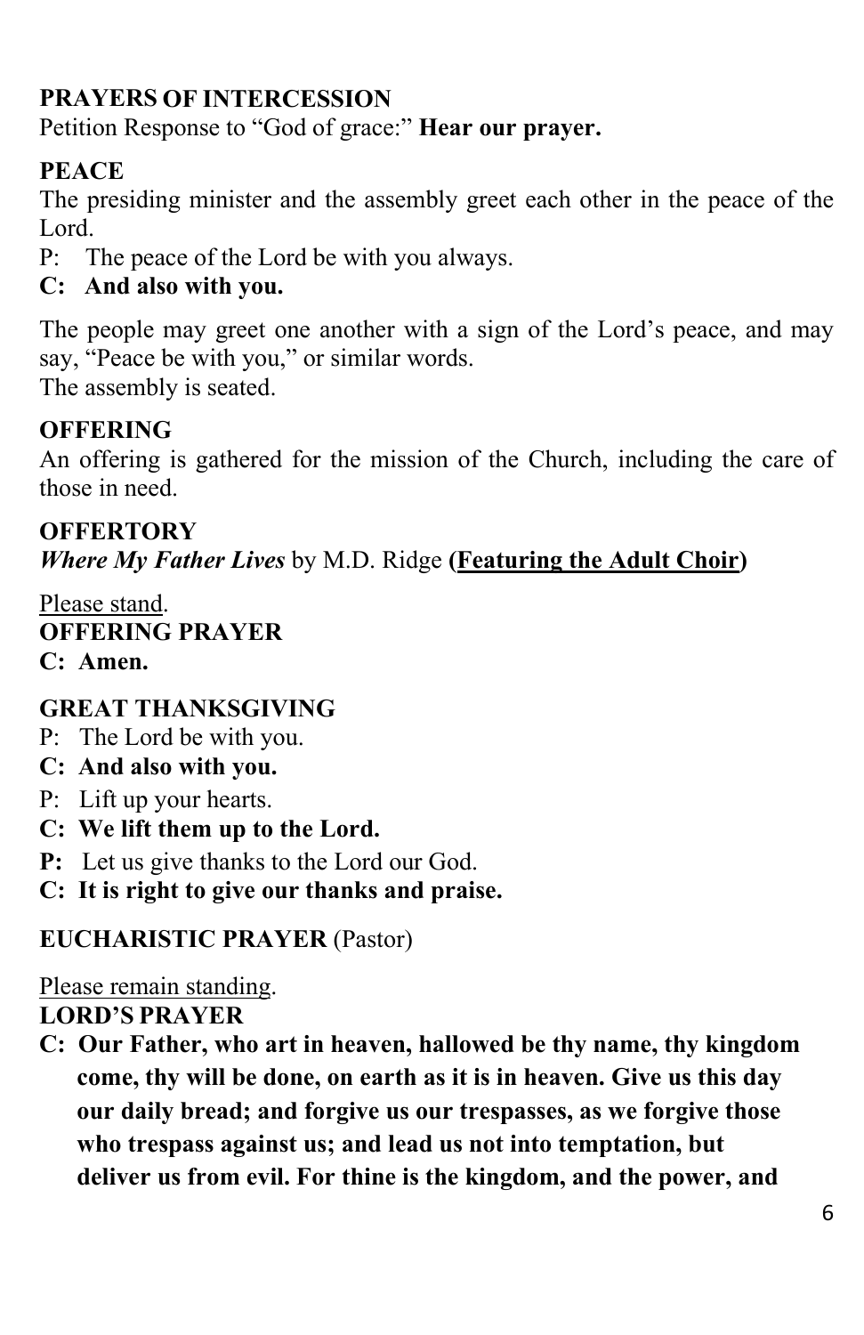**PRAYERS OF INTERCESSION**
Petition Response to "God of grace:" **Hear our prayer.**

**PEACE**
The presiding minister and the assembly greet each other in the peace of the Lord.
P: The peace of the Lord be with you always.
**C: And also with you.**

The people may greet one another with a sign of the Lord's peace, and may say, "Peace be with you," or similar words.
The assembly is seated.

**OFFERING**
An offering is gathered for the mission of the Church, including the care of those in need.

**OFFERTORY**
***Where My Father Lives*** by M.D. Ridge **(Featuring the Adult Choir)**

Please stand.
**OFFERING PRAYER**
**C: Amen.**

**GREAT THANKSGIVING**
P: The Lord be with you.
**C: And also with you.**
P: Lift up your hearts.
**C: We lift them up to the Lord.**
**P:** Let us give thanks to the Lord our God.
**C: It is right to give our thanks and praise.**

**EUCHARISTIC PRAYER** (Pastor)

Please remain standing.
**LORD'S PRAYER**
**C: Our Father, who art in heaven, hallowed be thy name, thy kingdom come, thy will be done, on earth as it is in heaven. Give us this day our daily bread; and forgive us our trespasses, as we forgive those who trespass against us; and lead us not into temptation, but deliver us from evil. For thine is the kingdom, and the power, and**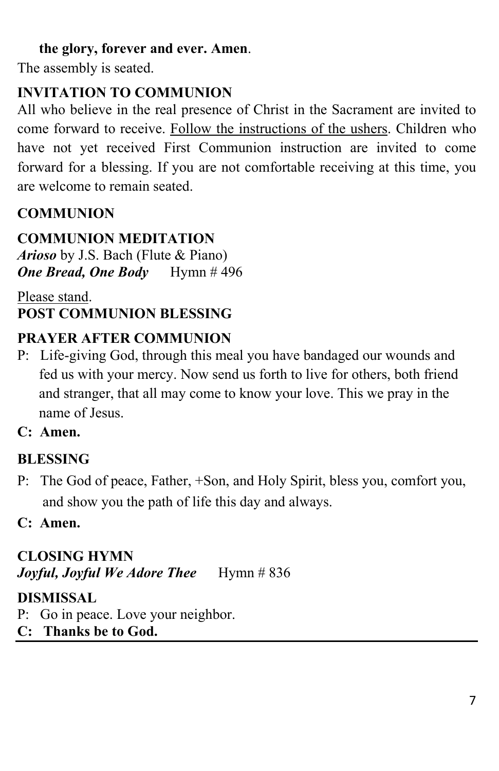**the glory, forever and ever. Amen**.

The assembly is seated.

**INVITATION TO COMMUNION**

All who believe in the real presence of Christ in the Sacrament are invited to come forward to receive. Follow the instructions of the ushers. Children who have not yet received First Communion instruction are invited to come forward for a blessing. If you are not comfortable receiving at this time, you are welcome to remain seated.

**COMMUNION**

**COMMUNION MEDITATION**

***Arioso*** by J.S. Bach (Flute & Piano)

***One Bread, One Body*** Hymn # 496

Please stand.

**POST COMMUNION BLESSING**

**PRAYER AFTER COMMUNION**

P: Life-giving God, through this meal you have bandaged our wounds and fed us with your mercy. Now send us forth to live for others, both friend and stranger, that all may come to know your love. This we pray in the name of Jesus.

**C: Amen.**

**BLESSING**

P: The God of peace, Father, +Son, and Holy Spirit, bless you, comfort you, and show you the path of life this day and always.

**C: Amen.**

**CLOSING HYMN**

***Joyful, Joyful We Adore Thee*** Hymn # 836

**DISMISSAL**

P: Go in peace. Love your neighbor.

**C: Thanks be to God.**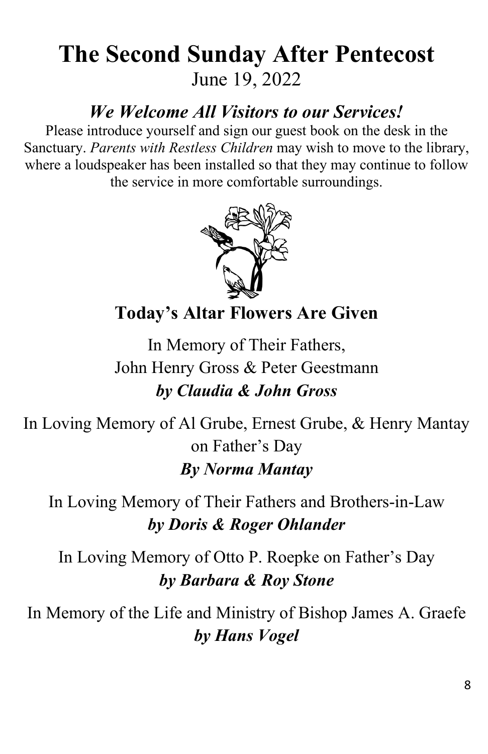# The Second Sunday After Pentecost

June 19, 2022

## *We Welcome All Visitors to our Services!*

Please introduce yourself and sign our guest book on the desk in the Sanctuary. *Parents with Restless Children* may wish to move to the library, where a loudspeaker has been installed so that they may continue to follow the service in more comfortable surroundings.

## Today's Altar Flowers Are Given

In Memory of Their Fathers,
John Henry Gross & Peter Geestmann
***by Claudia & John Gross***

In Loving Memory of Al Grube, Ernest Grube, & Henry Mantay on Father's Day
***By Norma Mantay***

In Loving Memory of Their Fathers and Brothers-in-Law
***by Doris & Roger Ohlander***

In Loving Memory of Otto P. Roepke on Father's Day
***by Barbara & Roy Stone***

In Memory of the Life and Ministry of Bishop James A. Graefe
***by Hans Vogel***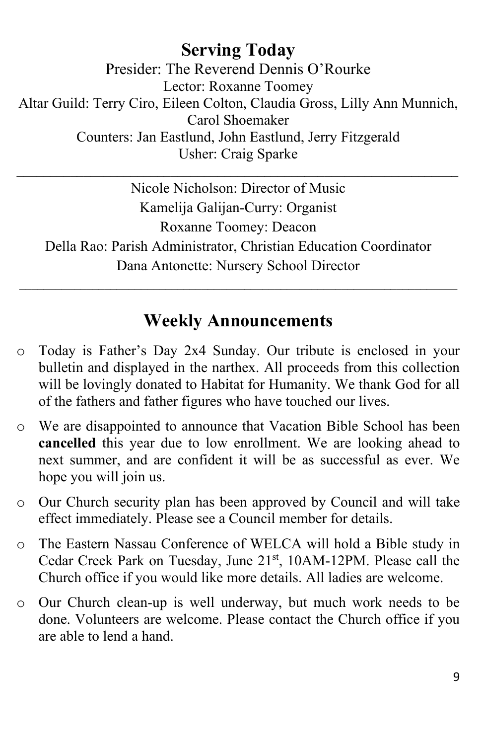## Serving Today

Presider: The Reverend Dennis O'Rourke
Lector: Roxanne Toomey
Altar Guild: Terry Ciro, Eileen Colton, Claudia Gross, Lilly Ann Munnich, Carol Shoemaker
Counters: Jan Eastlund, John Eastlund, Jerry Fitzgerald
Usher: Craig Sparke

---

Nicole Nicholson: Director of Music
Kamelija Galijan-Curry: Organist
Roxanne Toomey: Deacon
Della Rao: Parish Administrator, Christian Education Coordinator
Dana Antonette: Nursery School Director

---

## Weekly Announcements

- Today is Father's Day 2x4 Sunday. Our tribute is enclosed in your bulletin and displayed in the narthex. All proceeds from this collection will be lovingly donated to Habitat for Humanity. We thank God for all of the fathers and father figures who have touched our lives.
- We are disappointed to announce that Vacation Bible School has been **cancelled** this year due to low enrollment. We are looking ahead to next summer, and are confident it will be as successful as ever. We hope you will join us.
- Our Church security plan has been approved by Council and will take effect immediately. Please see a Council member for details.
- The Eastern Nassau Conference of WELCA will hold a Bible study in Cedar Creek Park on Tuesday, June 21st, 10AM-12PM. Please call the Church office if you would like more details. All ladies are welcome.
- Our Church clean-up is well underway, but much work needs to be done. Volunteers are welcome. Please contact the Church office if you are able to lend a hand.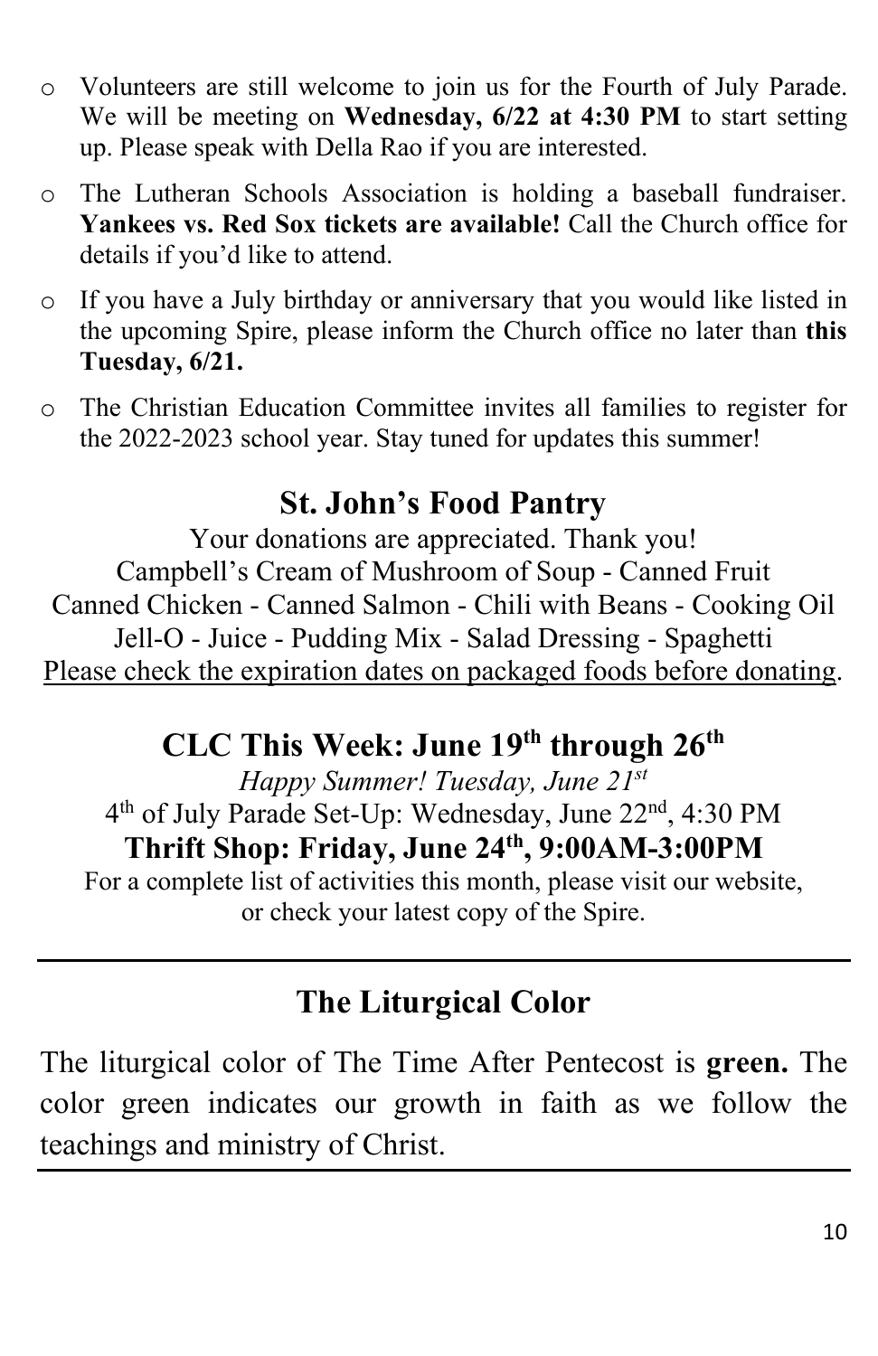- Volunteers are still welcome to join us for the Fourth of July Parade. We will be meeting on **Wednesday, 6/22 at 4:30 PM** to start setting up. Please speak with Della Rao if you are interested.
- The Lutheran Schools Association is holding a baseball fundraiser. **Yankees vs. Red Sox tickets are available!** Call the Church office for details if you'd like to attend.
- If you have a July birthday or anniversary that you would like listed in the upcoming Spire, please inform the Church office no later than **this Tuesday, 6/21.**
- The Christian Education Committee invites all families to register for the 2022-2023 school year. Stay tuned for updates this summer!

## St. John's Food Pantry

Your donations are appreciated. Thank you!
Campbell's Cream of Mushroom of Soup - Canned Fruit
Canned Chicken - Canned Salmon - Chili with Beans - Cooking Oil
Jell-O - Juice - Pudding Mix - Salad Dressing - Spaghetti
Please check the expiration dates on packaged foods before donating.

## CLC This Week: June 19th through 26th

*Happy Summer! Tuesday, June 21st*
4th of July Parade Set-Up: Wednesday, June 22nd, 4:30 PM
**Thrift Shop: Friday, June 24th, 9:00AM-3:00PM**
For a complete list of activities this month, please visit our website, or check your latest copy of the Spire.

---

## The Liturgical Color

The liturgical color of The Time After Pentecost is **green.** The color green indicates our growth in faith as we follow the teachings and ministry of Christ.

---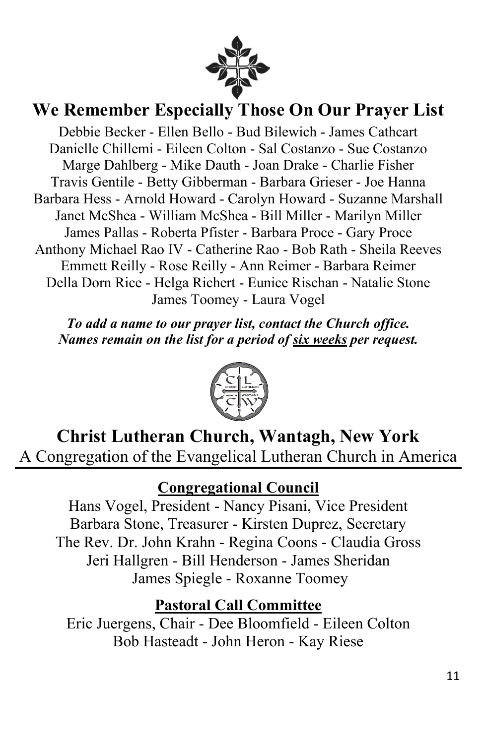## We Remember Especially Those On Our Prayer List

Debbie Becker - Ellen Bello - Bud Bilewich - James Cathcart
Danielle Chillemi - Eileen Colton - Sal Costanzo - Sue Costanzo
Marge Dahlberg - Mike Dauth - Joan Drake - Charlie Fisher
Travis Gentile - Betty Gibberman - Barbara Grieser - Joe Hanna
Barbara Hess - Arnold Howard - Carolyn Howard - Suzanne Marshall
Janet McShea - William McShea - Bill Miller - Marilyn Miller
James Pallas - Roberta Pfister - Barbara Proce - Gary Proce
Anthony Michael Rao IV - Catherine Rao - Bob Rath - Sheila Reeves
Emmett Reilly - Rose Reilly - Ann Reimer - Barbara Reimer
Della Dorn Rice - Helga Richert - Eunice Rischan - Natalie Stone
James Toomey - Laura Vogel

***To add a name to our prayer list, contact the Church office.***
***Names remain on the list for a period of six weeks per request.***

## Christ Lutheran Church, Wantagh, New York

A Congregation of the Evangelical Lutheran Church in America

### Congregational Council

Hans Vogel, President - Nancy Pisani, Vice President
Barbara Stone, Treasurer - Kirsten Duprez, Secretary
The Rev. Dr. John Krahn - Regina Coons - Claudia Gross
Jeri Hallgren - Bill Henderson - James Sheridan
James Spiegle - Roxanne Toomey

### Pastoral Call Committee

Eric Juergens, Chair - Dee Bloomfield - Eileen Colton
Bob Hasteadt - John Heron - Kay Riese